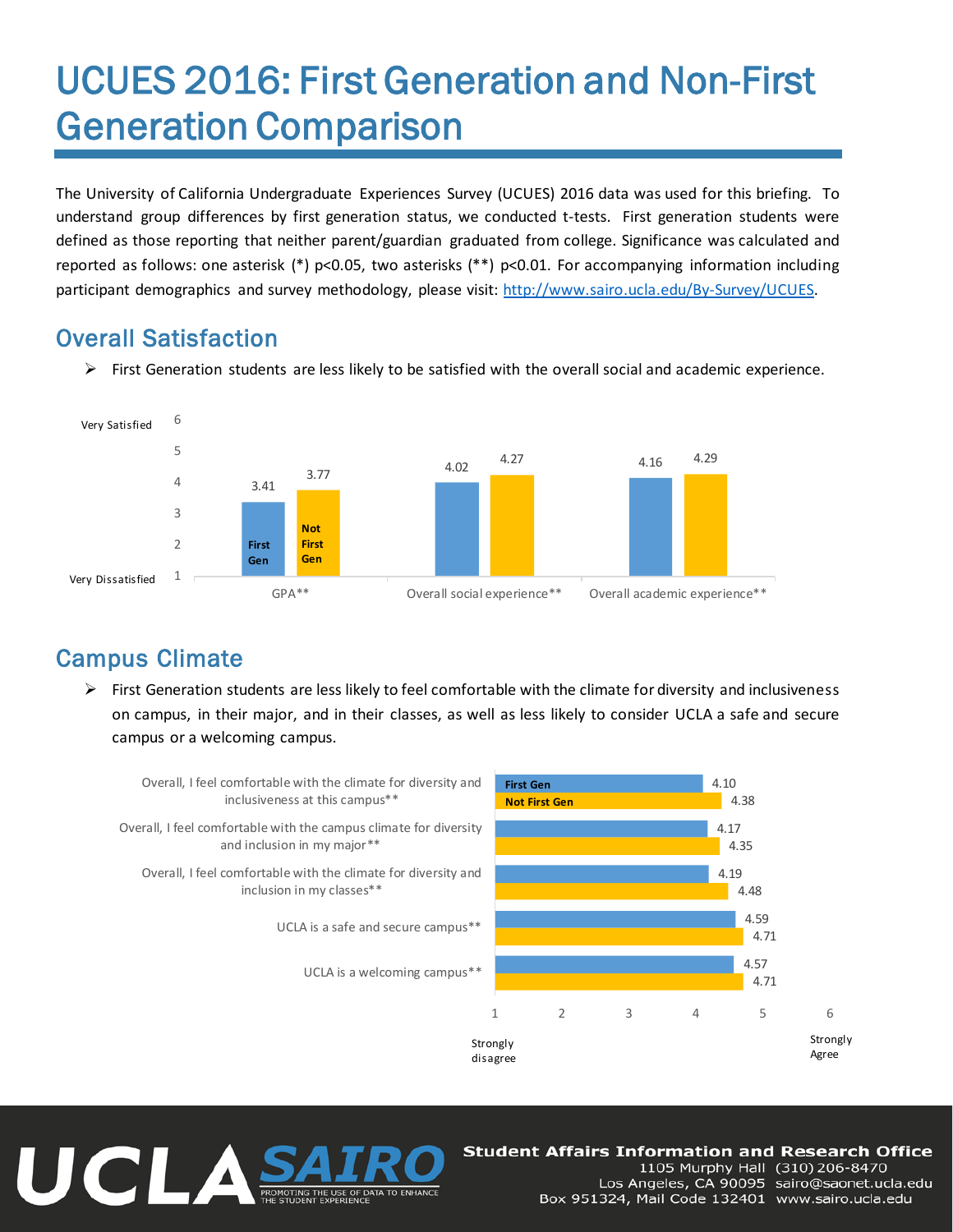# UCUES 2016: First Generation and Non-First Generation Comparison

The University of California Undergraduate Experiences Survey (UCUES) 2016 data was used for this briefing. To understand group differences by first generation status, we conducted t-tests. First generation students were defined as those reporting that neither parent/guardian graduated from college. Significance was calculated and reported as follows: one asterisk (*) $p<0.05$, two asterisks (**) $p<0.01$. For accompanying information including participant demographics and survey methodology, please visit: [http://www.sairo.ucla.edu/By-Survey/UCUES](http://www.sairo.ucla.edu/By-Survey/UCUES).

## Overall Satisfaction

- First Generation students are less likely to be satisfied with the overall social and academic experience.

| | First Gen | Not First Gen |
|---|---|---|
| GPA** | 3.41 | 3.77 |
| Overall social experience** | 4.02 | 4.27 |
| Overall academic experience** | 4.16 | 4.29 |

Scale: 1 = Very Dissatisfied, 6 = Very Satisfied

## Campus Climate

- First Generation students are less likely to feel comfortable with the climate for diversity and inclusiveness on campus, in their major, and in their classes, as well as less likely to consider UCLA a safe and secure campus or a welcoming campus.

| | First Gen | Not First Gen |
|---|---|---|
| Overall, I feel comfortable with the climate for diversity and inclusiveness at this campus** | 4.10 | 4.38 |
| Overall, I feel comfortable with the campus climate for diversity and inclusion in my major** | 4.17 | 4.35 |
| Overall, I feel comfortable with the climate for diversity and inclusion in my classes** | 4.19 | 4.48 |
| UCLA is a safe and secure campus** | 4.59 | 4.71 |
| UCLA is a welcoming campus** | 4.57 | 4.71 |

Scale: 1 = Strongly disagree, 6 = Strongly Agree

UCLA SAIRO — Promoting the use of data to enhance the student experience

Student Affairs Information and Research Office
1105 Murphy Hall (310) 206-8470
Los Angeles, CA 90095 sairo@saonet.ucla.edu
Box 951324, Mail Code 132401 www.sairo.ucla.edu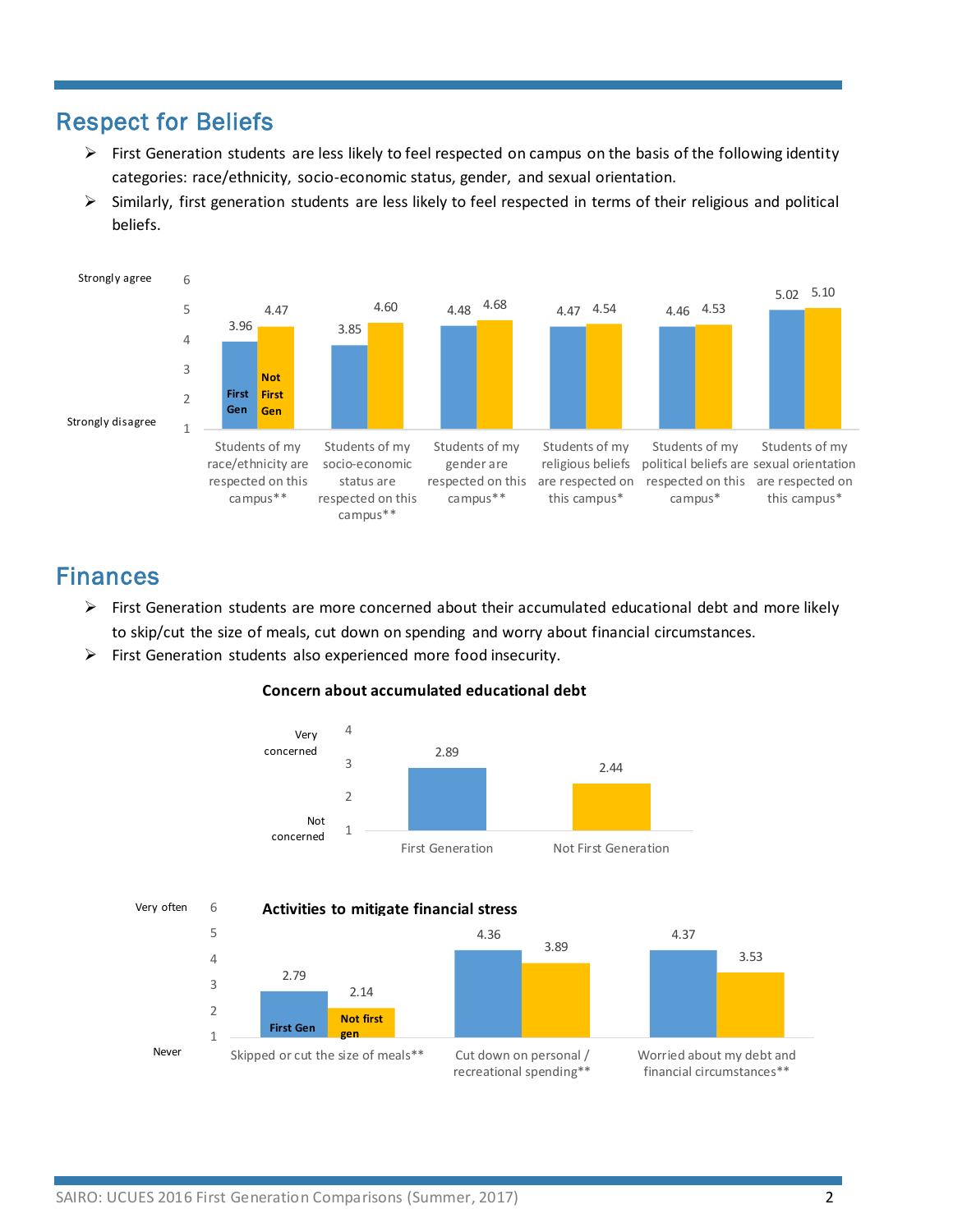## Respect for Beliefs

- First Generation students are less likely to feel respected on campus on the basis of the following identity categories: race/ethnicity, socio-economic status, gender, and sexual orientation.
- Similarly, first generation students are less likely to feel respected in terms of their religious and political beliefs.

Scale: 1 = Strongly disagree, 6 = Strongly agree

| | First Gen | Not First Gen |
|---|---|---|
| Students of my race/ethnicity are respected on this campus** | 3.96 | 4.47 |
| Students of my socio-economic status are respected on this campus** | 3.85 | 4.60 |
| Students of my gender are respected on this campus** | 4.48 | 4.68 |
| Students of my religious beliefs are respected on this campus* | 4.47 | 4.54 |
| Students of my political beliefs are respected on this campus* | 4.46 | 4.53 |
| Students of my sexual orientation are respected on this campus* | 5.02 | 5.10 |

## Finances

- First Generation students are more concerned about their accumulated educational debt and more likely to skip/cut the size of meals, cut down on spending and worry about financial circumstances.
- First Generation students also experienced more food insecurity.

**Concern about accumulated educational debt**

Scale: 1 = Not concerned, 4 = Very concerned

| First Generation | Not First Generation |
|---|---|
| 2.89 | 2.44 |

**Activities to mitigate financial stress**

Scale: 1 = Never, 6 = Very often

| | First Gen | Not first gen |
|---|---|---|
| Skipped or cut the size of meals** | 2.79 | 2.14 |
| Cut down on personal / recreational spending** | 4.36 | 3.89 |
| Worried about my debt and financial circumstances** | 4.37 | 3.53 |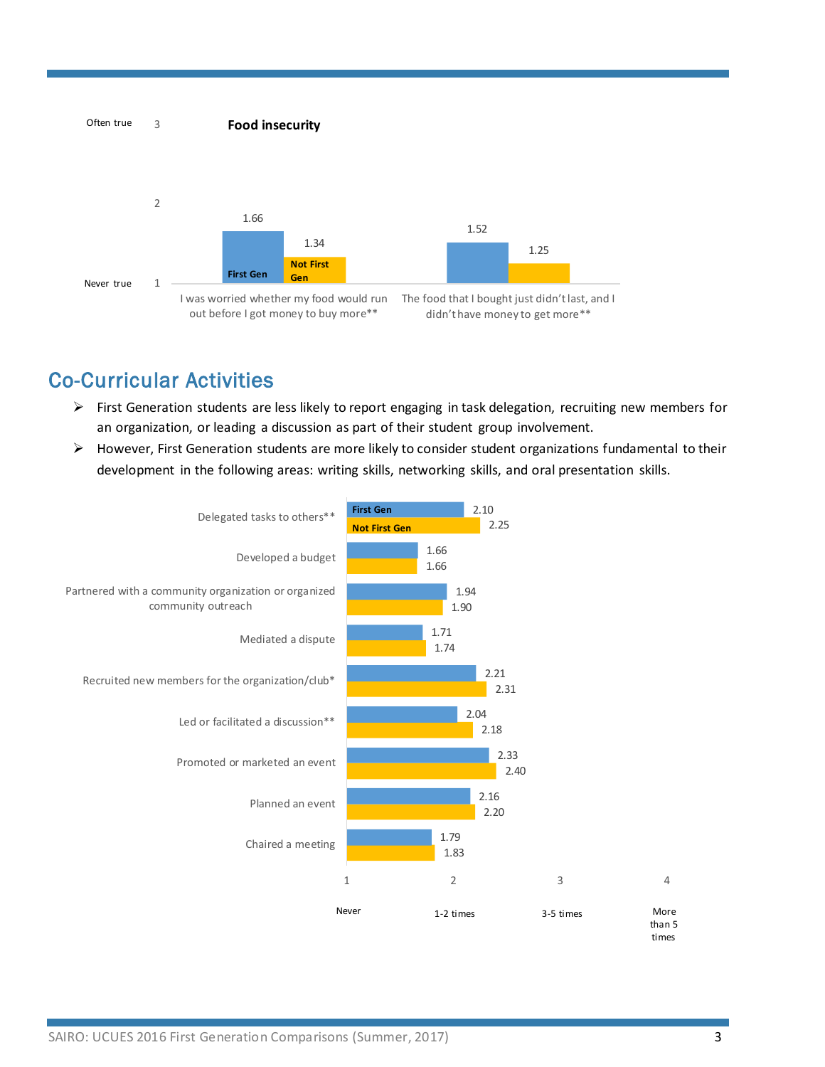**Food insecurity**

| | First Gen | Not First Gen |
|---|---|---|
| I was worried whether my food would run out before I got money to buy more** | 1.66 | 1.34 |
| The food that I bought just didn't last, and I didn't have money to get more** | 1.52 | 1.25 |

Scale: 1 = Never true, 3 = Often true

## Co-Curricular Activities

- First Generation students are less likely to report engaging in task delegation, recruiting new members for an organization, or leading a discussion as part of their student group involvement.
- However, First Generation students are more likely to consider student organizations fundamental to their development in the following areas: writing skills, networking skills, and oral presentation skills.

| | First Gen | Not First Gen |
|---|---|---|
| Delegated tasks to others** | 2.10 | 2.25 |
| Developed a budget | 1.66 | 1.66 |
| Partnered with a community organization or organized community outreach | 1.94 | 1.90 |
| Mediated a dispute | 1.71 | 1.74 |
| Recruited new members for the organization/club* | 2.21 | 2.31 |
| Led or facilitated a discussion** | 2.04 | 2.18 |
| Promoted or marketed an event | 2.33 | 2.40 |
| Planned an event | 2.16 | 2.20 |
| Chaired a meeting | 1.79 | 1.83 |

Scale: 1 = Never, 2 = 1-2 times, 3 = 3-5 times, 4 = More than 5 times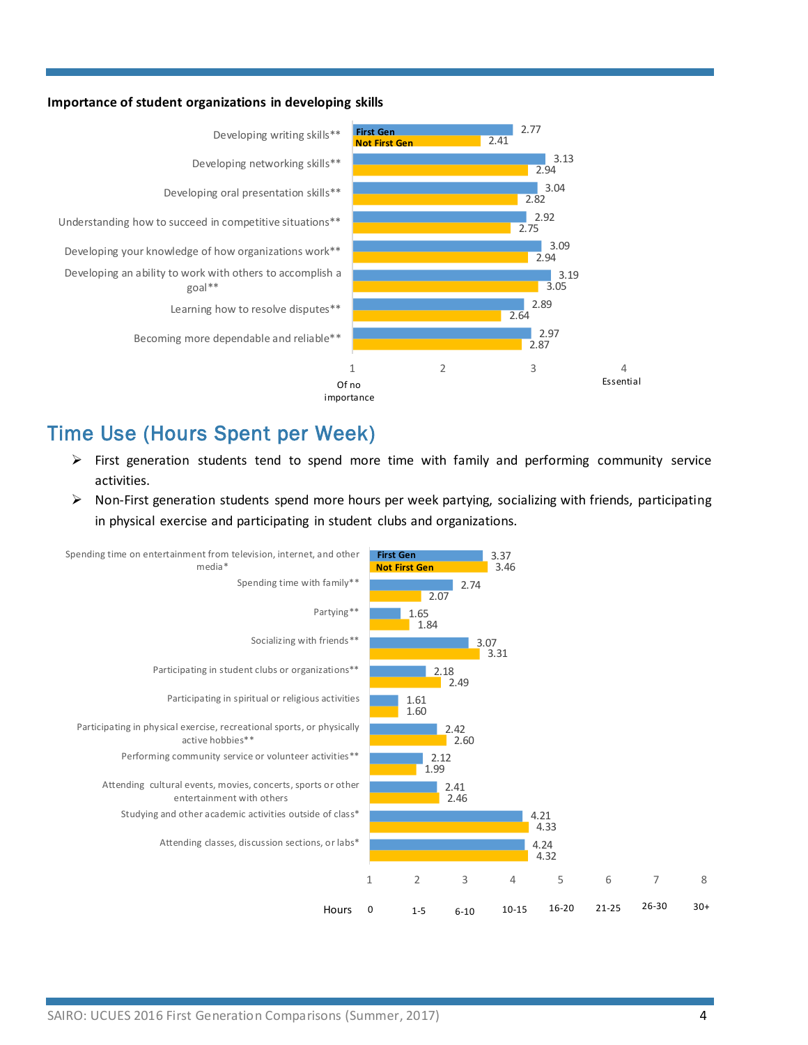**Importance of student organizations in developing skills**

| Skill | First Gen | Not First Gen |
|---|---|---|
| Developing writing skills** | 2.77 | 2.41 |
| Developing networking skills** | 3.13 | 2.94 |
| Developing oral presentation skills** | 3.04 | 2.82 |
| Understanding how to succeed in competitive situations** | 2.92 | 2.75 |
| Developing your knowledge of how organizations work** | 3.09 | 2.94 |
| Developing an ability to work with others to accomplish a goal** | 3.19 | 3.05 |
| Learning how to resolve disputes** | 2.89 | 2.64 |
| Becoming more dependable and reliable** | 2.97 | 2.87 |

Scale: 1 = Of no importance, 2, 3, 4 = Essential

## Time Use (Hours Spent per Week)

- First generation students tend to spend more time with family and performing community service activities.
- Non-First generation students spend more hours per week partying, socializing with friends, participating in physical exercise and participating in student clubs and organizations.

| Activity | First Gen | Not First Gen |
|---|---|---|
| Spending time on entertainment from television, internet, and other media* | 3.37 | 3.46 |
| Spending time with family** | 2.74 | 2.07 |
| Partying** | 1.65 | 1.84 |
| Socializing with friends** | 3.07 | 3.31 |
| Participating in student clubs or organizations** | 2.18 | 2.49 |
| Participating in spiritual or religious activities | 1.61 | 1.60 |
| Participating in physical exercise, recreational sports, or physically active hobbies** | 2.42 | 2.60 |
| Performing community service or volunteer activities** | 2.12 | 1.99 |
| Attending cultural events, movies, concerts, sports or other entertainment with others | 2.41 | 2.46 |
| Studying and other academic activities outside of class* | 4.21 | 4.33 |
| Attending classes, discussion sections, or labs* | 4.24 | 4.32 |

Scale (Hours): 1 = 0, 2 = 1-5, 3 = 6-10, 4 = 10-15, 5 = 16-20, 6 = 21-25, 7 = 26-30, 8 = 30+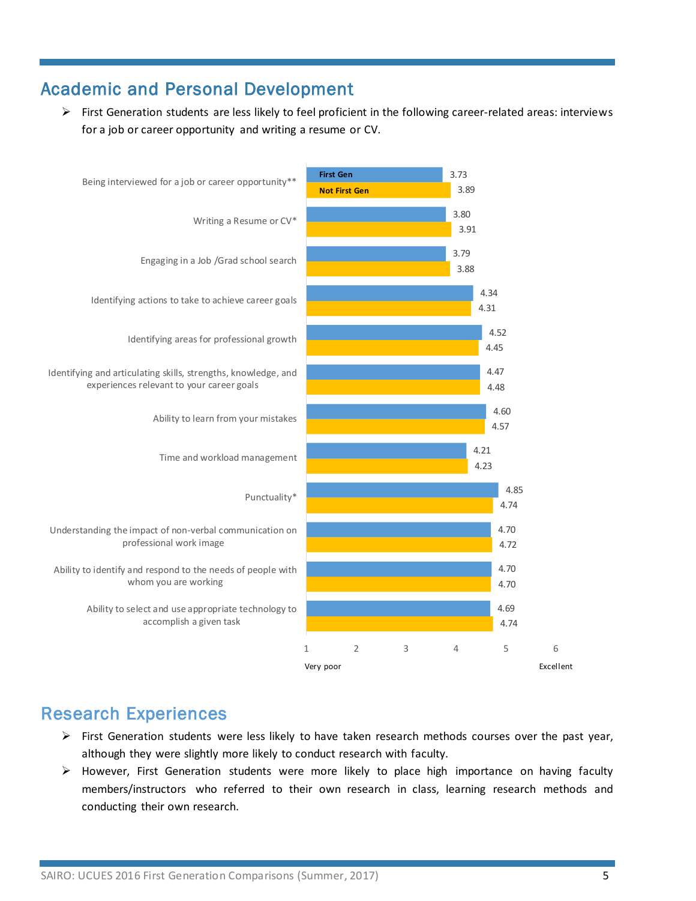## Academic and Personal Development

- First Generation students are less likely to feel proficient in the following career-related areas: interviews for a job or career opportunity and writing a resume or CV.

| | First Gen | Not First Gen |
|---|---|---|
| Being interviewed for a job or career opportunity** | 3.73 | 3.89 |
| Writing a Resume or CV* | 3.80 | 3.91 |
| Engaging in a Job /Grad school search | 3.79 | 3.88 |
| Identifying actions to take to achieve career goals | 4.34 | 4.31 |
| Identifying areas for professional growth | 4.52 | 4.45 |
| Identifying and articulating skills, strengths, knowledge, and experiences relevant to your career goals | 4.47 | 4.48 |
| Ability to learn from your mistakes | 4.60 | 4.57 |
| Time and workload management | 4.21 | 4.23 |
| Punctuality* | 4.85 | 4.74 |
| Understanding the impact of non-verbal communication on professional work image | 4.70 | 4.72 |
| Ability to identify and respond to the needs of people with whom you are working | 4.70 | 4.70 |
| Ability to select and use appropriate technology to accomplish a given task | 4.69 | 4.74 |

Scale: 1 (Very poor) to 6 (Excellent)

## Research Experiences

- First Generation students were less likely to have taken research methods courses over the past year, although they were slightly more likely to conduct research with faculty.
- However, First Generation students were more likely to place high importance on having faculty members/instructors who referred to their own research in class, learning research methods and conducting their own research.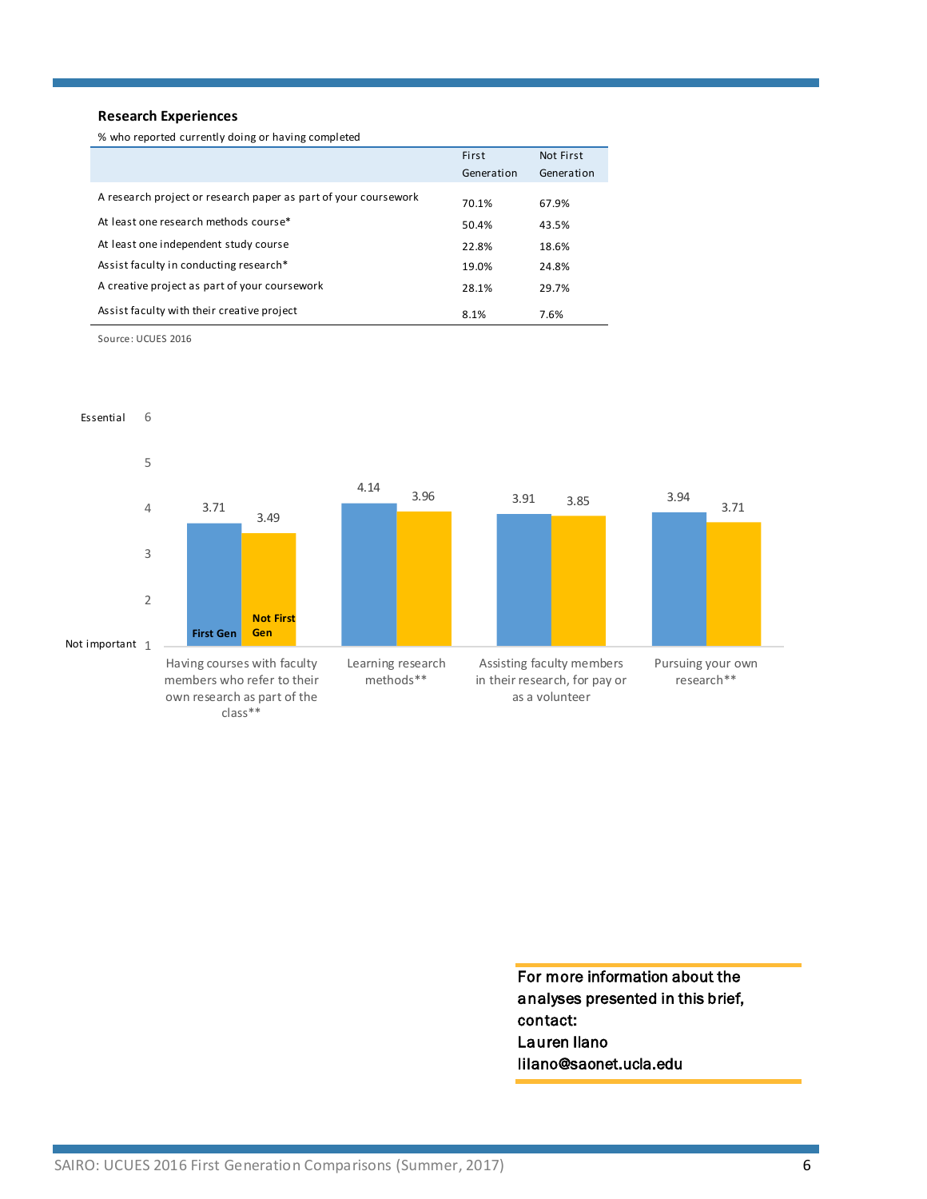### Research Experiences

% who reported currently doing or having completed

| | First Generation | Not First Generation |
|---|---|---|
| A research project or research paper as part of your coursework | 70.1% | 67.9% |
| At least one research methods course* | 50.4% | 43.5% |
| At least one independent study course | 22.8% | 18.6% |
| Assist faculty in conducting research* | 19.0% | 24.8% |
| A creative project as part of your coursework | 28.1% | 29.7% |
| Assist faculty with their creative project | 8.1% | 7.6% |

Source: UCUES 2016

Essential 6

5

4

3

2

Not important 1

First Gen

Not First Gen

3.71

3.49

4.14

3.96

3.91

3.85

3.94

3.71

Having courses with faculty members who refer to their own research as part of the class**

Learning research methods**

Assisting faculty members in their research, for pay or as a volunteer

Pursuing your own research**

For more information about the analyses presented in this brief, contact:
Lauren Ilano
lilano@saonet.ucla.edu